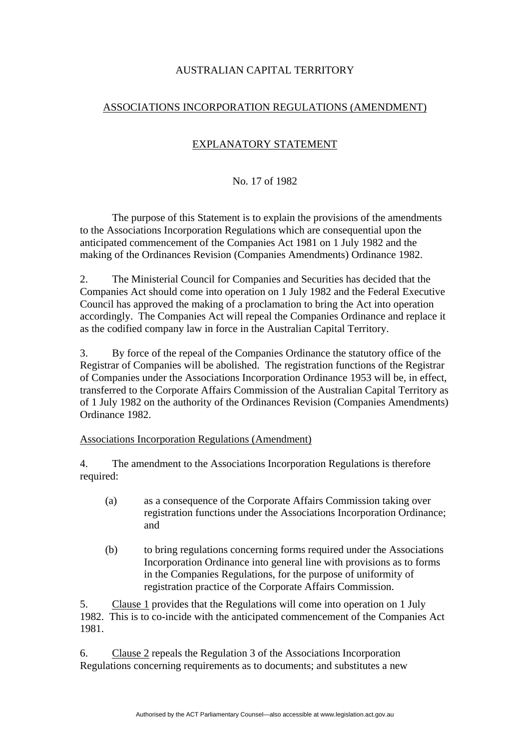AUSTRALIAN CAPITAL TERRITORY

ASSOCIATIONS INCORPORATION REGULATIONS (AMENDMENT)

EXPLANATORY STATEMENT

No. 17 of 1982

The purpose of this Statement is to explain the provisions of the amendments to the Associations Incorporation Regulations which are consequential upon the anticipated commencement of the Companies Act 1981 on 1 July 1982 and the making of the Ordinances Revision (Companies Amendments) Ordinance 1982.

2. The Ministerial Council for Companies and Securities has decided that the Companies Act should come into operation on 1 July 1982 and the Federal Executive Council has approved the making of a proclamation to bring the Act into operation accordingly. The Companies Act will repeal the Companies Ordinance and replace it as the codified company law in force in the Australian Capital Territory.

3. By force of the repeal of the Companies Ordinance the statutory office of the Registrar of Companies will be abolished. The registration functions of the Registrar of Companies under the Associations Incorporation Ordinance 1953 will be, in effect, transferred to the Corporate Affairs Commission of the Australian Capital Territory as of 1 July 1982 on the authority of the Ordinances Revision (Companies Amendments) Ordinance 1982.

Associations Incorporation Regulations (Amendment)

4. The amendment to the Associations Incorporation Regulations is therefore required:

(a) as a consequence of the Corporate Affairs Commission taking over registration functions under the Associations Incorporation Ordinance; and

(b) to bring regulations concerning forms required under the Associations Incorporation Ordinance into general line with provisions as to forms in the Companies Regulations, for the purpose of uniformity of registration practice of the Corporate Affairs Commission.

5. Clause 1 provides that the Regulations will come into operation on 1 July 1982. This is to co-incide with the anticipated commencement of the Companies Act 1981.

6. Clause 2 repeals the Regulation 3 of the Associations Incorporation Regulations concerning requirements as to documents; and substitutes a new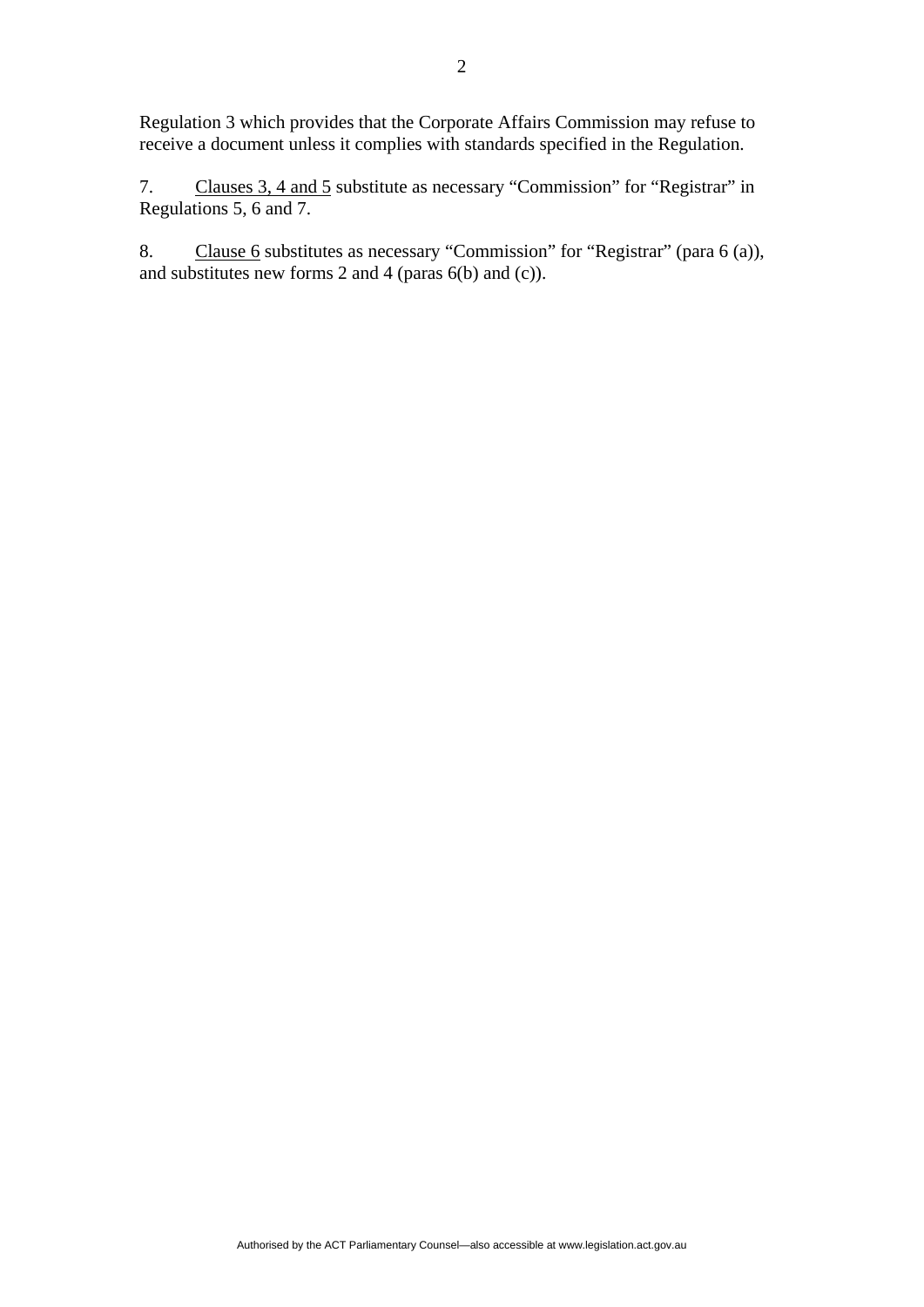Regulation 3 which provides that the Corporate Affairs Commission may refuse to receive a document unless it complies with standards specified in the Regulation.

7. Clauses 3, 4 and 5 substitute as necessary "Commission" for "Registrar" in Regulations 5, 6 and 7.

8. Clause 6 substitutes as necessary "Commission" for "Registrar" (para 6 (a)), and substitutes new forms 2 and 4 (paras 6(b) and (c)).